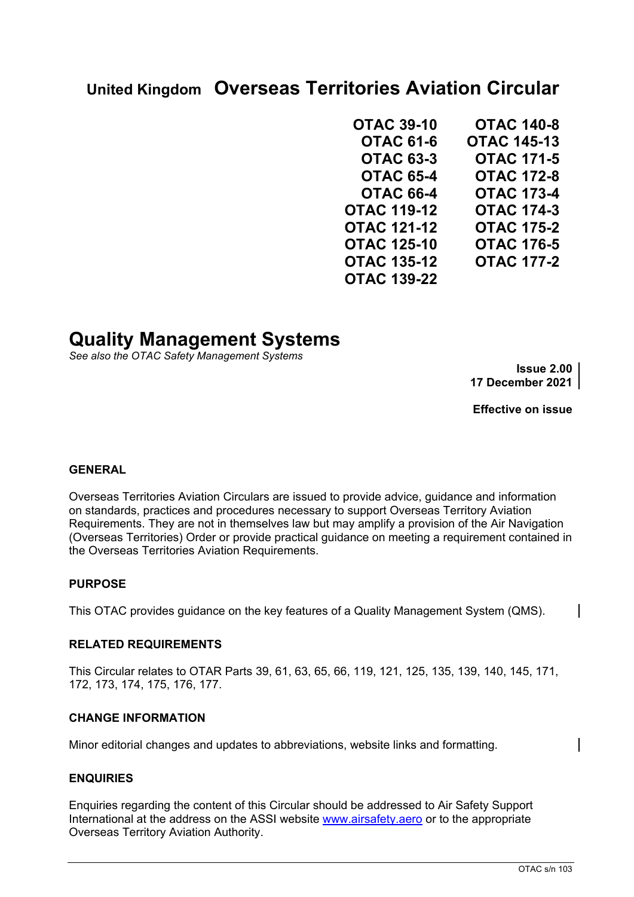**United Kingdom Overseas Territories Aviation Circular**

**OTAC 39-10**
**OTAC 61-6**
**OTAC 63-3**
**OTAC 65-4**
**OTAC 66-4**
**OTAC 119-12**
**OTAC 121-12**
**OTAC 125-10**
**OTAC 135-12**
**OTAC 139-22**
**OTAC 140-8**
**OTAC 145-13**
**OTAC 171-5**
**OTAC 172-8**
**OTAC 173-4**
**OTAC 174-3**
**OTAC 175-2**
**OTAC 176-5**
**OTAC 177-2**

# Quality Management Systems

*See also the OTAC Safety Management Systems*

**Issue 2.00**
**17 December 2021**

**Effective on issue**

## GENERAL

Overseas Territories Aviation Circulars are issued to provide advice, guidance and information on standards, practices and procedures necessary to support Overseas Territory Aviation Requirements. They are not in themselves law but may amplify a provision of the Air Navigation (Overseas Territories) Order or provide practical guidance on meeting a requirement contained in the Overseas Territories Aviation Requirements.

## PURPOSE

This OTAC provides guidance on the key features of a Quality Management System (QMS).

## RELATED REQUIREMENTS

This Circular relates to OTAR Parts 39, 61, 63, 65, 66, 119, 121, 125, 135, 139, 140, 145, 171, 172, 173, 174, 175, 176, 177.

## CHANGE INFORMATION

Minor editorial changes and updates to abbreviations, website links and formatting.

## ENQUIRIES

Enquiries regarding the content of this Circular should be addressed to Air Safety Support International at the address on the ASSI website www.airsafety.aero or to the appropriate Overseas Territory Aviation Authority.

OTAC s/n 103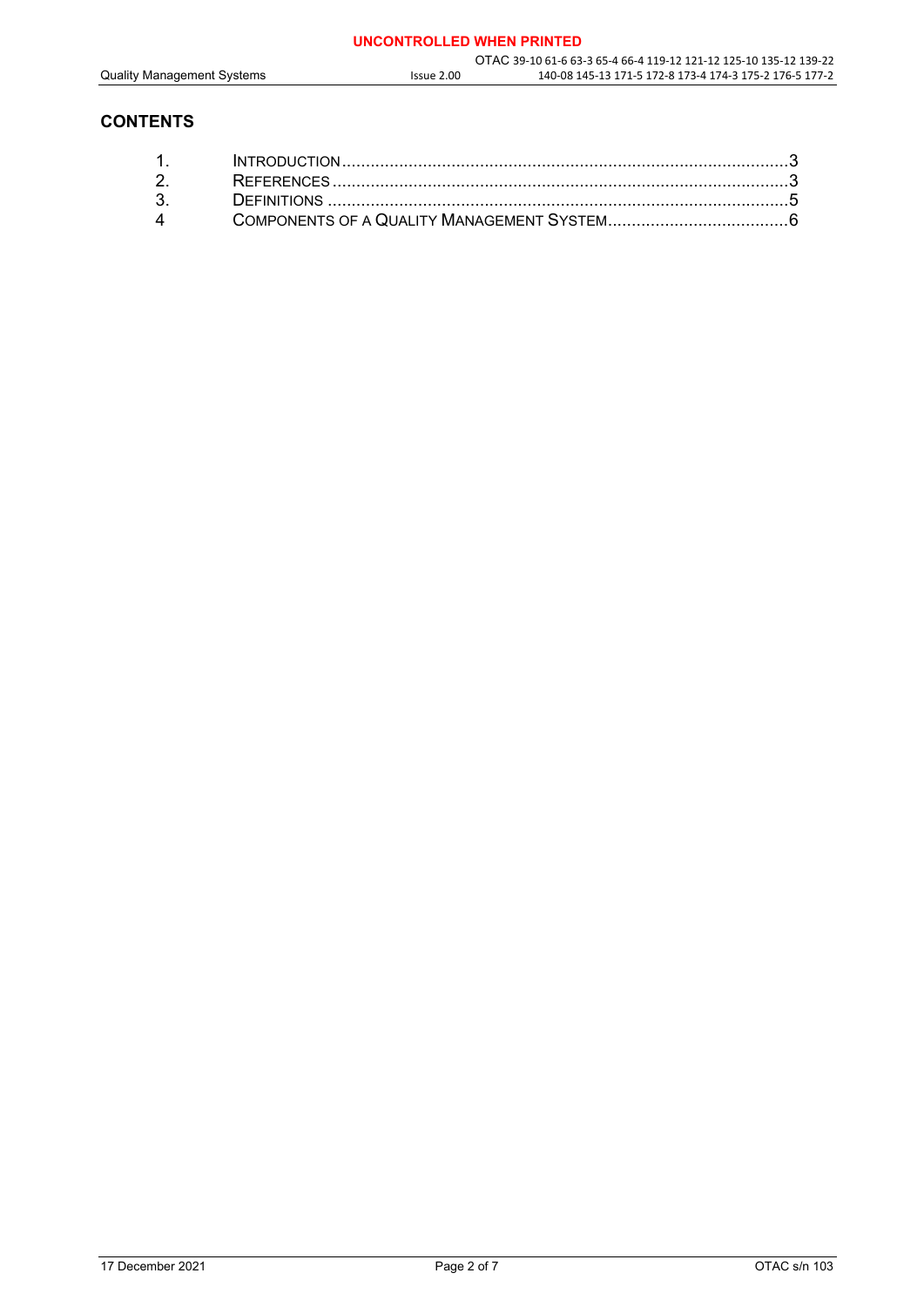# CONTENTS

| | | |
|---|---|---|
| 1. | INTRODUCTION | 3 |
| 2. | REFERENCES | 3 |
| 3. | DEFINITIONS | 5 |
| 4 | COMPONENTS OF A QUALITY MANAGEMENT SYSTEM | 6 |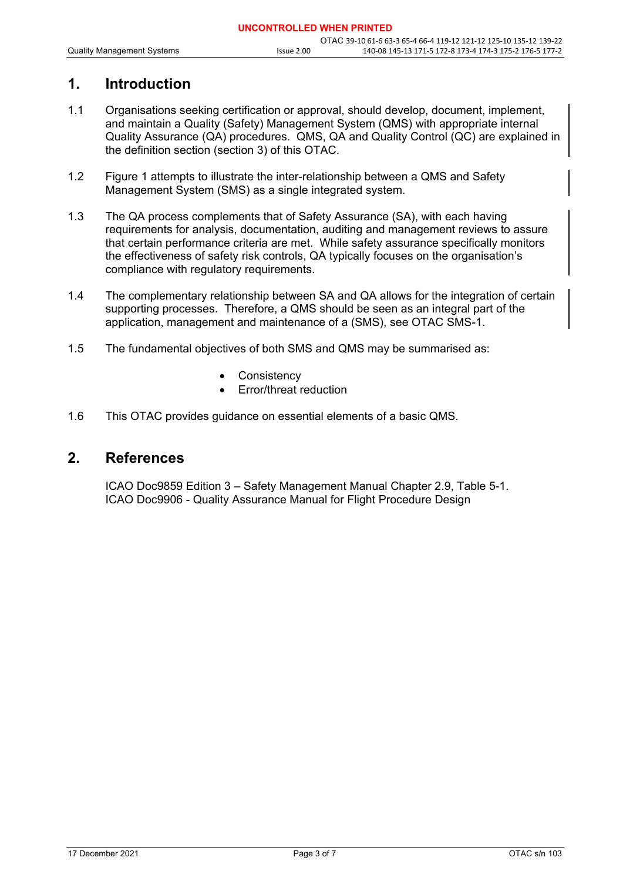# 1. Introduction

1.1 Organisations seeking certification or approval, should develop, document, implement, and maintain a Quality (Safety) Management System (QMS) with appropriate internal Quality Assurance (QA) procedures. QMS, QA and Quality Control (QC) are explained in the definition section (section 3) of this OTAC.

1.2 Figure 1 attempts to illustrate the inter-relationship between a QMS and Safety Management System (SMS) as a single integrated system.

1.3 The QA process complements that of Safety Assurance (SA), with each having requirements for analysis, documentation, auditing and management reviews to assure that certain performance criteria are met. While safety assurance specifically monitors the effectiveness of safety risk controls, QA typically focuses on the organisation's compliance with regulatory requirements.

1.4 The complementary relationship between SA and QA allows for the integration of certain supporting processes. Therefore, a QMS should be seen as an integral part of the application, management and maintenance of a (SMS), see OTAC SMS-1.

1.5 The fundamental objectives of both SMS and QMS may be summarised as:

- Consistency
- Error/threat reduction

1.6 This OTAC provides guidance on essential elements of a basic QMS.

# 2. References

ICAO Doc9859 Edition 3 – Safety Management Manual Chapter 2.9, Table 5-1.
ICAO Doc9906 - Quality Assurance Manual for Flight Procedure Design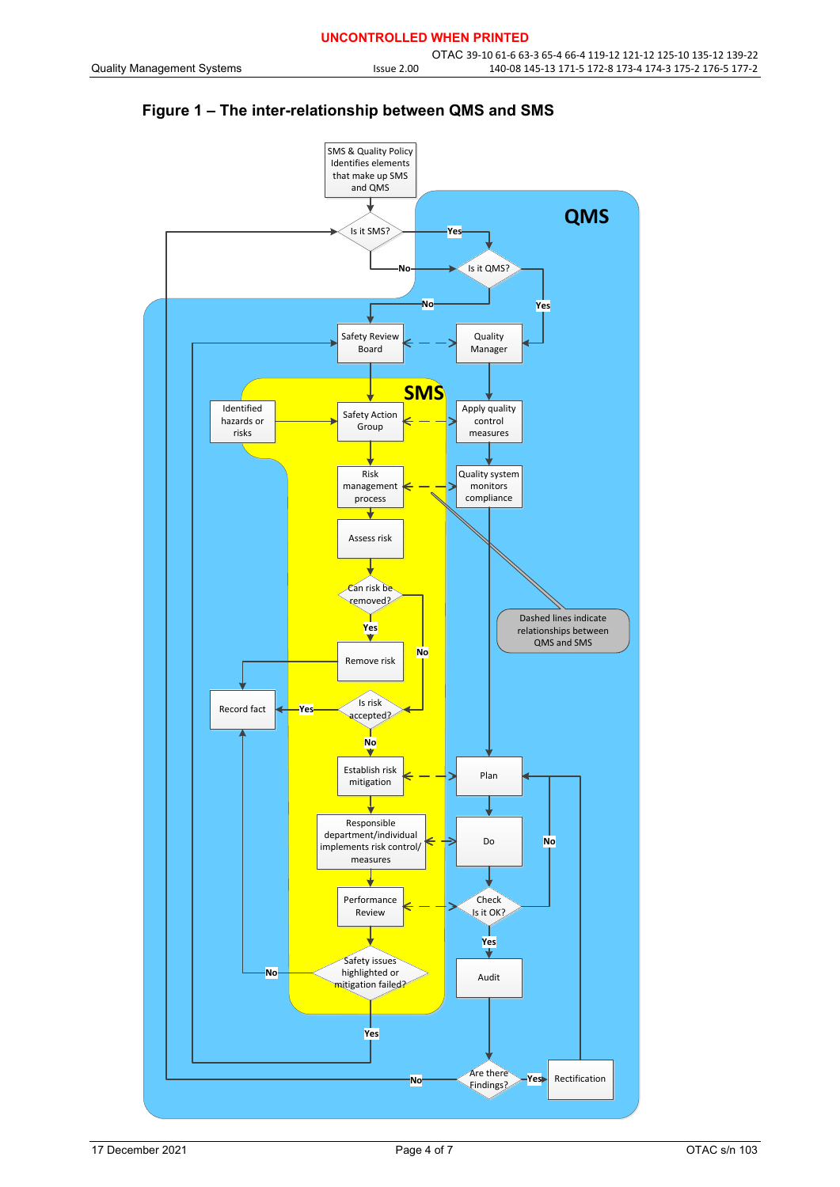**UNCONTROLLED WHEN PRINTED**

## Figure 1 – The inter-relationship between QMS and SMS

QMS

SMS & Quality Policy Identifies elements that make up SMS and QMS

Is it SMS? — Yes → Is it QMS? ; No → Is it QMS?

Is it QMS? — Yes → Quality Manager ; No → Safety Review Board

SMS

Safety Review Board

Quality Manager

Identified hazards or risks

Safety Action Group

Apply quality control measures

Risk management process

Quality system monitors compliance

Assess risk

Can risk be removed? — Yes → Remove risk ; No → Is risk accepted?

Remove risk → Record fact

Is risk accepted? — Yes → Record fact ; No → Establish risk mitigation

Dashed lines indicate relationships between QMS and SMS

Establish risk mitigation

Plan

Responsible department/individual implements risk control/ measures

Do

Performance Review

Check Is it OK? — Yes → Audit ; No → Plan

Safety issues highlighted or mitigation failed? — Yes → Safety Review Board ; No → Record fact

Audit

Are there Findings? — Yes → Rectification ; No → Is it SMS?

Rectification → Plan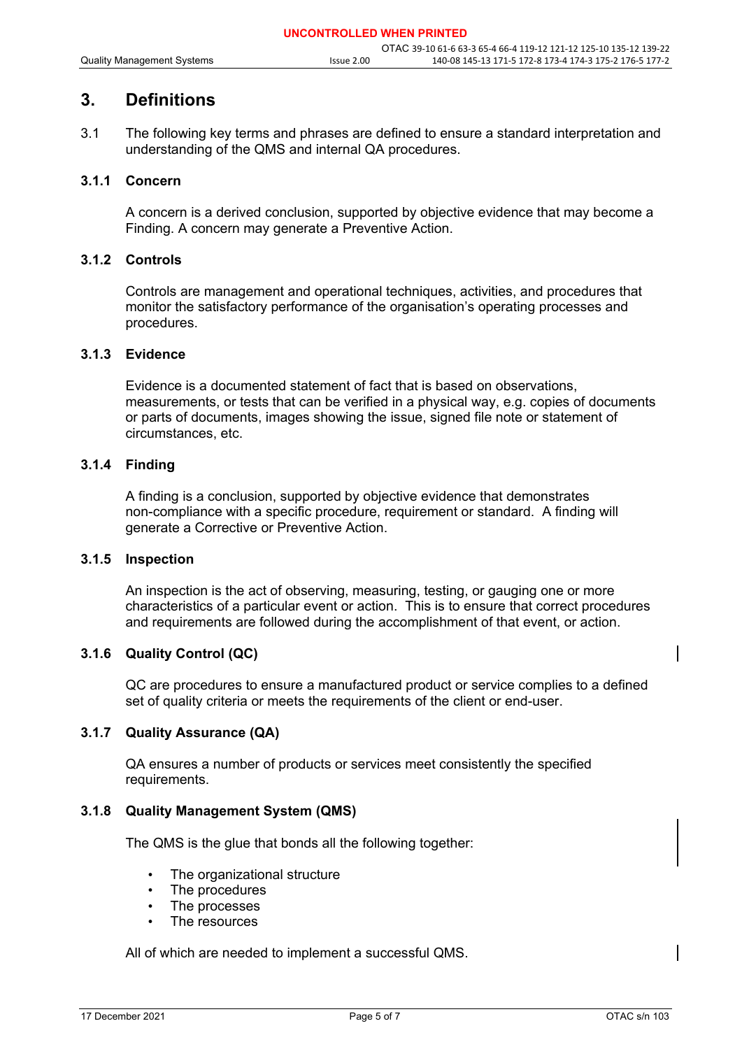# 3. Definitions

3.1 The following key terms and phrases are defined to ensure a standard interpretation and understanding of the QMS and internal QA procedures.

### 3.1.1 Concern

A concern is a derived conclusion, supported by objective evidence that may become a Finding. A concern may generate a Preventive Action.

### 3.1.2 Controls

Controls are management and operational techniques, activities, and procedures that monitor the satisfactory performance of the organisation's operating processes and procedures.

### 3.1.3 Evidence

Evidence is a documented statement of fact that is based on observations, measurements, or tests that can be verified in a physical way, e.g. copies of documents or parts of documents, images showing the issue, signed file note or statement of circumstances, etc.

### 3.1.4 Finding

A finding is a conclusion, supported by objective evidence that demonstrates non-compliance with a specific procedure, requirement or standard. A finding will generate a Corrective or Preventive Action.

### 3.1.5 Inspection

An inspection is the act of observing, measuring, testing, or gauging one or more characteristics of a particular event or action. This is to ensure that correct procedures and requirements are followed during the accomplishment of that event, or action.

### 3.1.6 Quality Control (QC)

QC are procedures to ensure a manufactured product or service complies to a defined set of quality criteria or meets the requirements of the client or end-user.

### 3.1.7 Quality Assurance (QA)

QA ensures a number of products or services meet consistently the specified requirements.

### 3.1.8 Quality Management System (QMS)

The QMS is the glue that bonds all the following together:

- The organizational structure
- The procedures
- The processes
- The resources

All of which are needed to implement a successful QMS.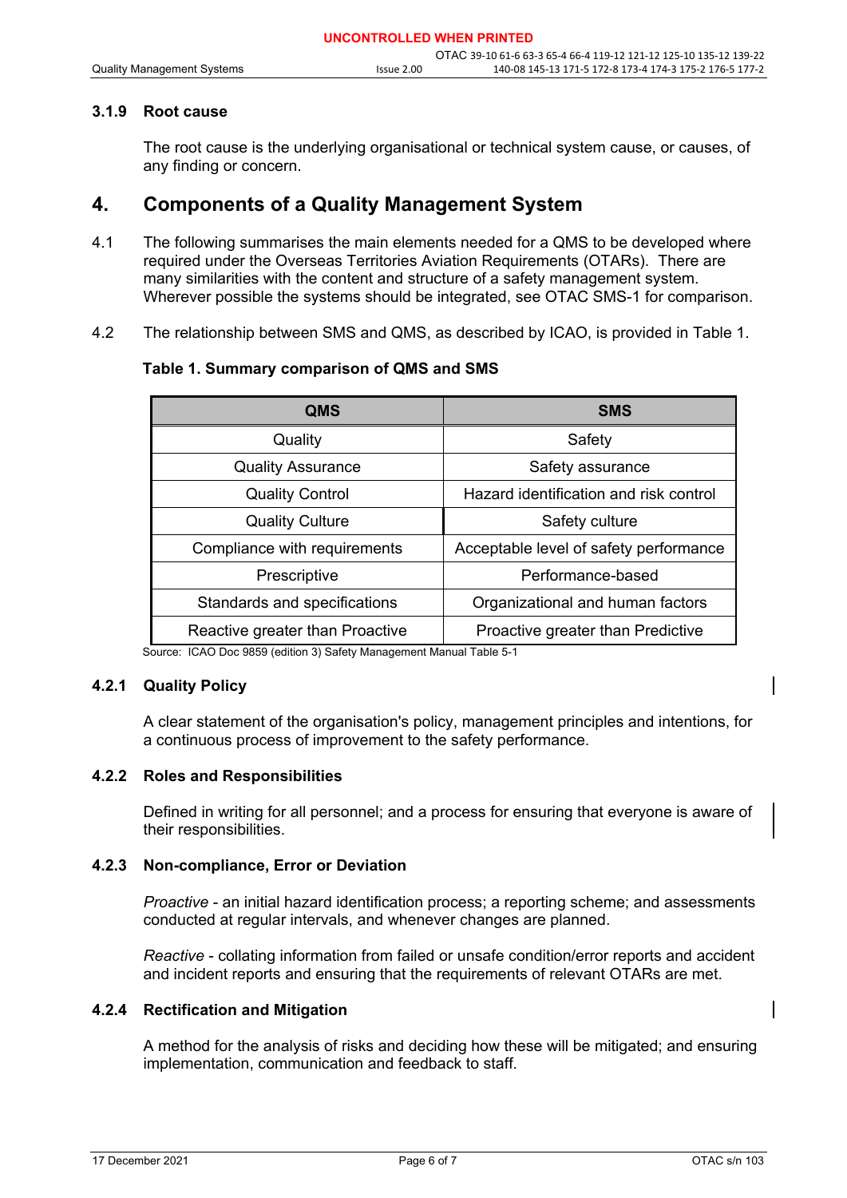### 3.1.9 Root cause

The root cause is the underlying organisational or technical system cause, or causes, of any finding or concern.

## 4. Components of a Quality Management System

4.1 The following summarises the main elements needed for a QMS to be developed where required under the Overseas Territories Aviation Requirements (OTARs). There are many similarities with the content and structure of a safety management system. Wherever possible the systems should be integrated, see OTAC SMS-1 for comparison.

4.2 The relationship between SMS and QMS, as described by ICAO, is provided in Table 1.

**Table 1. Summary comparison of QMS and SMS**

| QMS | SMS |
|---|---|
| Quality | Safety |
| Quality Assurance | Safety assurance |
| Quality Control | Hazard identification and risk control |
| Quality Culture | Safety culture |
| Compliance with requirements | Acceptable level of safety performance |
| Prescriptive | Performance-based |
| Standards and specifications | Organizational and human factors |
| Reactive greater than Proactive | Proactive greater than Predictive |

Source: ICAO Doc 9859 (edition 3) Safety Management Manual Table 5-1

### 4.2.1 Quality Policy

A clear statement of the organisation's policy, management principles and intentions, for a continuous process of improvement to the safety performance.

### 4.2.2 Roles and Responsibilities

Defined in writing for all personnel; and a process for ensuring that everyone is aware of their responsibilities.

### 4.2.3 Non-compliance, Error or Deviation

*Proactive* - an initial hazard identification process; a reporting scheme; and assessments conducted at regular intervals, and whenever changes are planned.

*Reactive* - collating information from failed or unsafe condition/error reports and accident and incident reports and ensuring that the requirements of relevant OTARs are met.

### 4.2.4 Rectification and Mitigation

A method for the analysis of risks and deciding how these will be mitigated; and ensuring implementation, communication and feedback to staff.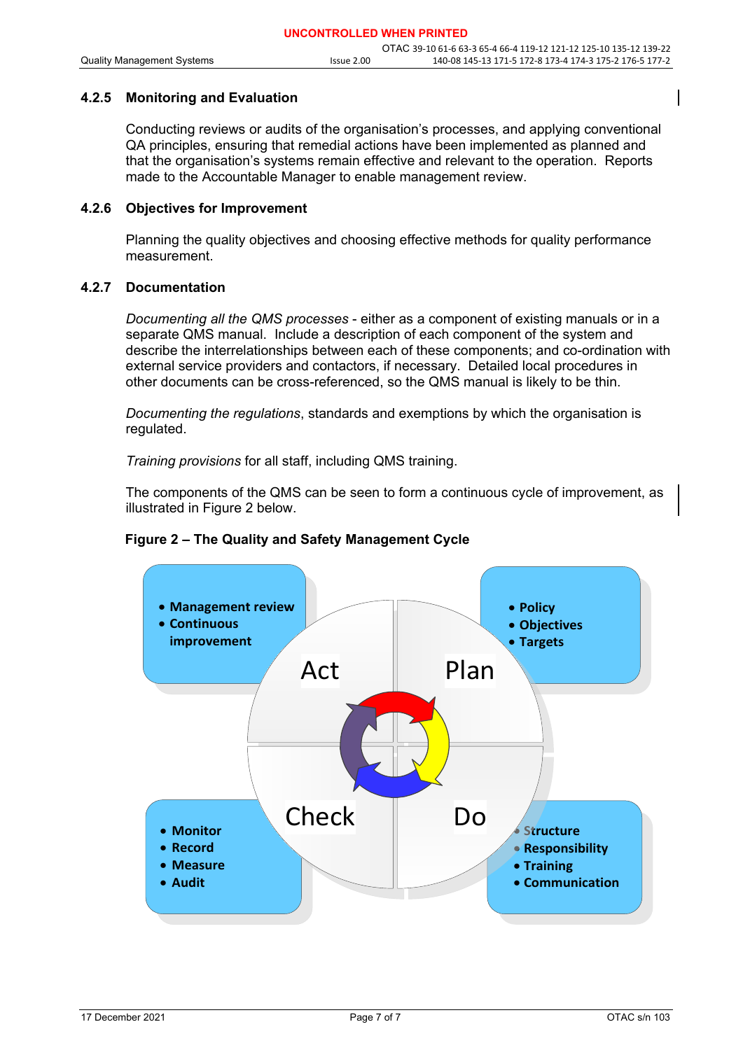### 4.2.5 Monitoring and Evaluation

Conducting reviews or audits of the organisation's processes, and applying conventional QA principles, ensuring that remedial actions have been implemented as planned and that the organisation's systems remain effective and relevant to the operation. Reports made to the Accountable Manager to enable management review.

### 4.2.6 Objectives for Improvement

Planning the quality objectives and choosing effective methods for quality performance measurement.

### 4.2.7 Documentation

*Documenting all the QMS processes* - either as a component of existing manuals or in a separate QMS manual. Include a description of each component of the system and describe the interrelationships between each of these components; and co-ordination with external service providers and contactors, if necessary. Detailed local procedures in other documents can be cross-referenced, so the QMS manual is likely to be thin.

*Documenting the regulations*, standards and exemptions by which the organisation is regulated.

*Training provisions* for all staff, including QMS training.

The components of the QMS can be seen to form a continuous cycle of improvement, as illustrated in Figure 2 below.

**Figure 2 – The Quality and Safety Management Cycle**

Act
- Management review
- Continuous improvement

Plan
- Policy
- Objectives
- Targets

Check
- Monitor
- Record
- Measure
- Audit

Do
- Structure
- Responsibility
- Training
- Communication